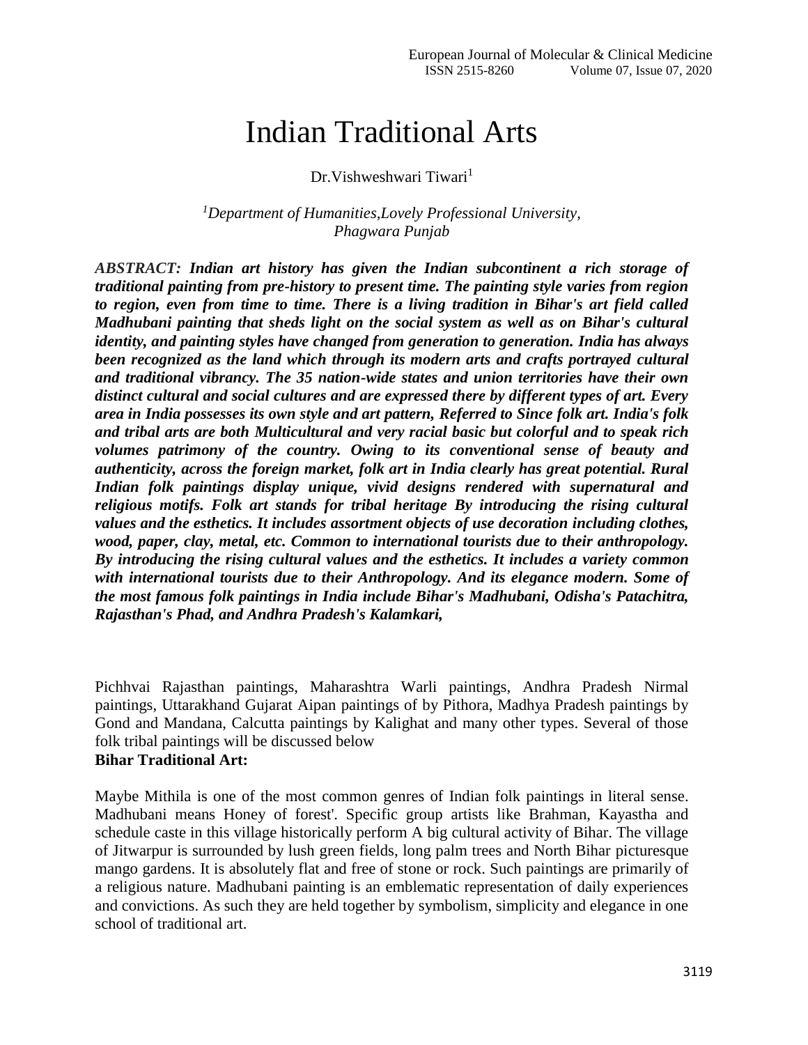# Indian Traditional Arts

Dr.Vishweshwari Tiwari[1]

*[1]Department of Humanities,Lovely Professional University, Phagwara Punjab*

***ABSTRACT: Indian art history has given the Indian subcontinent a rich storage of traditional painting from pre-history to present time. The painting style varies from region to region, even from time to time. There is a living tradition in Bihar's art field called Madhubani painting that sheds light on the social system as well as on Bihar's cultural identity, and painting styles have changed from generation to generation. India has always been recognized as the land which through its modern arts and crafts portrayed cultural and traditional vibrancy. The 35 nation-wide states and union territories have their own distinct cultural and social cultures and are expressed there by different types of art. Every area in India possesses its own style and art pattern, Referred to Since folk art. India's folk and tribal arts are both Multicultural and very racial basic but colorful and to speak rich volumes patrimony of the country. Owing to its conventional sense of beauty and authenticity, across the foreign market, folk art in India clearly has great potential. Rural Indian folk paintings display unique, vivid designs rendered with supernatural and religious motifs. Folk art stands for tribal heritage By introducing the rising cultural values and the esthetics. It includes assortment objects of use decoration including clothes, wood, paper, clay, metal, etc. Common to international tourists due to their anthropology. By introducing the rising cultural values and the esthetics. It includes a variety common with international tourists due to their Anthropology. And its elegance modern. Some of the most famous folk paintings in India include Bihar's Madhubani, Odisha's Patachitra, Rajasthan's Phad, and Andhra Pradesh's Kalamkari,***

Pichhvai Rajasthan paintings, Maharashtra Warli paintings, Andhra Pradesh Nirmal paintings, Uttarakhand Gujarat Aipan paintings of by Pithora, Madhya Pradesh paintings by Gond and Mandana, Calcutta paintings by Kalighat and many other types. Several of those folk tribal paintings will be discussed below

**Bihar Traditional Art:**

Maybe Mithila is one of the most common genres of Indian folk paintings in literal sense. Madhubani means Honey of forest'. Specific group artists like Brahman, Kayastha and schedule caste in this village historically perform A big cultural activity of Bihar. The village of Jitwarpur is surrounded by lush green fields, long palm trees and North Bihar picturesque mango gardens. It is absolutely flat and free of stone or rock. Such paintings are primarily of a religious nature. Madhubani painting is an emblematic representation of daily experiences and convictions. As such they are held together by symbolism, simplicity and elegance in one school of traditional art.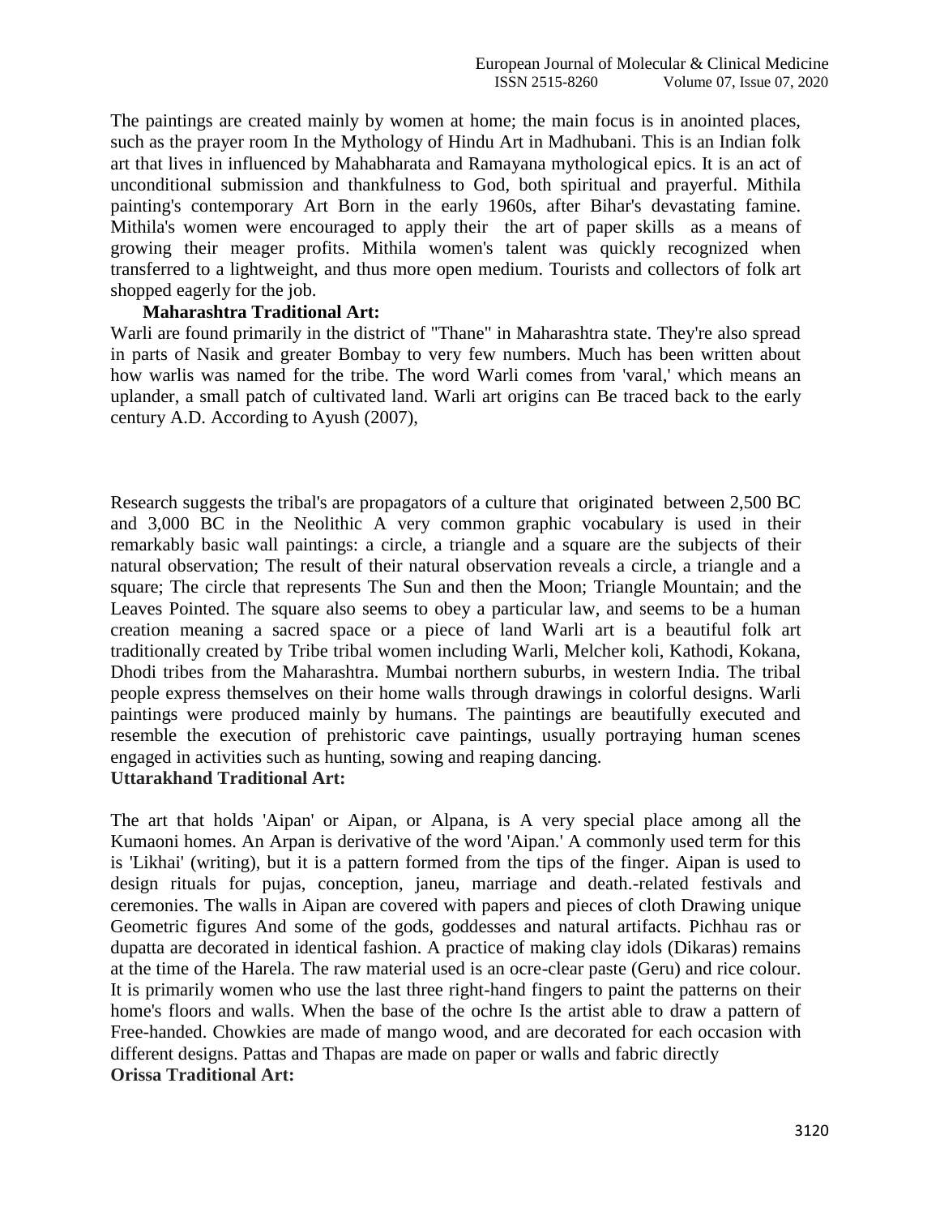The paintings are created mainly by women at home; the main focus is in anointed places, such as the prayer room In the Mythology of Hindu Art in Madhubani. This is an Indian folk art that lives in influenced by Mahabharata and Ramayana mythological epics. It is an act of unconditional submission and thankfulness to God, both spiritual and prayerful. Mithila painting's contemporary Art Born in the early 1960s, after Bihar's devastating famine. Mithila's women were encouraged to apply their the art of paper skills as a means of growing their meager profits. Mithila women's talent was quickly recognized when transferred to a lightweight, and thus more open medium. Tourists and collectors of folk art shopped eagerly for the job.

**Maharashtra Traditional Art:**

Warli are found primarily in the district of "Thane" in Maharashtra state. They're also spread in parts of Nasik and greater Bombay to very few numbers. Much has been written about how warlis was named for the tribe. The word Warli comes from 'varal,' which means an uplander, a small patch of cultivated land. Warli art origins can Be traced back to the early century A.D. According to Ayush (2007),

Research suggests the tribal's are propagators of a culture that originated between 2,500 BC and 3,000 BC in the Neolithic A very common graphic vocabulary is used in their remarkably basic wall paintings: a circle, a triangle and a square are the subjects of their natural observation; The result of their natural observation reveals a circle, a triangle and a square; The circle that represents The Sun and then the Moon; Triangle Mountain; and the Leaves Pointed. The square also seems to obey a particular law, and seems to be a human creation meaning a sacred space or a piece of land Warli art is a beautiful folk art traditionally created by Tribe tribal women including Warli, Melcher koli, Kathodi, Kokana, Dhodi tribes from the Maharashtra. Mumbai northern suburbs, in western India. The tribal people express themselves on their home walls through drawings in colorful designs. Warli paintings were produced mainly by humans. The paintings are beautifully executed and resemble the execution of prehistoric cave paintings, usually portraying human scenes engaged in activities such as hunting, sowing and reaping dancing.

**Uttarakhand Traditional Art:**

The art that holds 'Aipan' or Aipan, or Alpana, is A very special place among all the Kumaoni homes. An Arpan is derivative of the word 'Aipan.' A commonly used term for this is 'Likhai' (writing), but it is a pattern formed from the tips of the finger. Aipan is used to design rituals for pujas, conception, janeu, marriage and death.-related festivals and ceremonies. The walls in Aipan are covered with papers and pieces of cloth Drawing unique Geometric figures And some of the gods, goddesses and natural artifacts. Pichhau ras or dupatta are decorated in identical fashion. A practice of making clay idols (Dikaras) remains at the time of the Harela. The raw material used is an ocre-clear paste (Geru) and rice colour. It is primarily women who use the last three right-hand fingers to paint the patterns on their home's floors and walls. When the base of the ochre Is the artist able to draw a pattern of Free-handed. Chowkies are made of mango wood, and are decorated for each occasion with different designs. Pattas and Thapas are made on paper or walls and fabric directly

**Orissa Traditional Art:**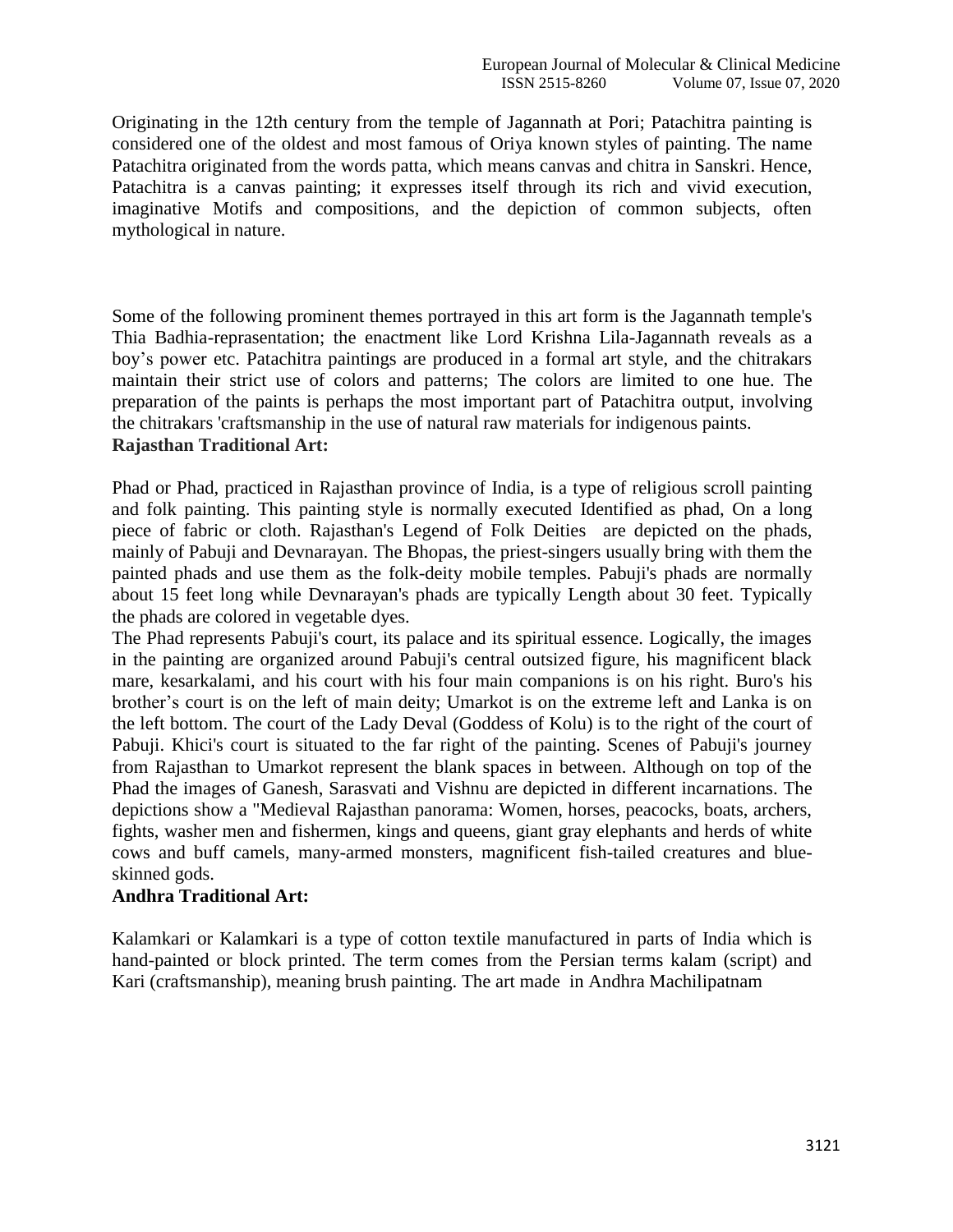Originating in the 12th century from the temple of Jagannath at Pori; Patachitra painting is considered one of the oldest and most famous of Oriya known styles of painting. The name Patachitra originated from the words patta, which means canvas and chitra in Sanskri. Hence, Patachitra is a canvas painting; it expresses itself through its rich and vivid execution, imaginative Motifs and compositions, and the depiction of common subjects, often mythological in nature.

Some of the following prominent themes portrayed in this art form is the Jagannath temple's Thia Badhia-reprasentation; the enactment like Lord Krishna Lila-Jagannath reveals as a boy's power etc. Patachitra paintings are produced in a formal art style, and the chitrakars maintain their strict use of colors and patterns; The colors are limited to one hue. The preparation of the paints is perhaps the most important part of Patachitra output, involving the chitrakars 'craftsmanship in the use of natural raw materials for indigenous paints.

**Rajasthan Traditional Art:**

Phad or Phad, practiced in Rajasthan province of India, is a type of religious scroll painting and folk painting. This painting style is normally executed Identified as phad, On a long piece of fabric or cloth. Rajasthan's Legend of Folk Deities are depicted on the phads, mainly of Pabuji and Devnarayan. The Bhopas, the priest-singers usually bring with them the painted phads and use them as the folk-deity mobile temples. Pabuji's phads are normally about 15 feet long while Devnarayan's phads are typically Length about 30 feet. Typically the phads are colored in vegetable dyes.

The Phad represents Pabuji's court, its palace and its spiritual essence. Logically, the images in the painting are organized around Pabuji's central outsized figure, his magnificent black mare, kesarkalami, and his court with his four main companions is on his right. Buro's his brother's court is on the left of main deity; Umarkot is on the extreme left and Lanka is on the left bottom. The court of the Lady Deval (Goddess of Kolu) is to the right of the court of Pabuji. Khici's court is situated to the far right of the painting. Scenes of Pabuji's journey from Rajasthan to Umarkot represent the blank spaces in between. Although on top of the Phad the images of Ganesh, Sarasvati and Vishnu are depicted in different incarnations. The depictions show a "Medieval Rajasthan panorama: Women, horses, peacocks, boats, archers, fights, washer men and fishermen, kings and queens, giant gray elephants and herds of white cows and buff camels, many-armed monsters, magnificent fish-tailed creatures and blue-skinned gods.

**Andhra Traditional Art:**

Kalamkari or Kalamkari is a type of cotton textile manufactured in parts of India which is hand-painted or block printed. The term comes from the Persian terms kalam (script) and Kari (craftsmanship), meaning brush painting. The art made in Andhra Machilipatnam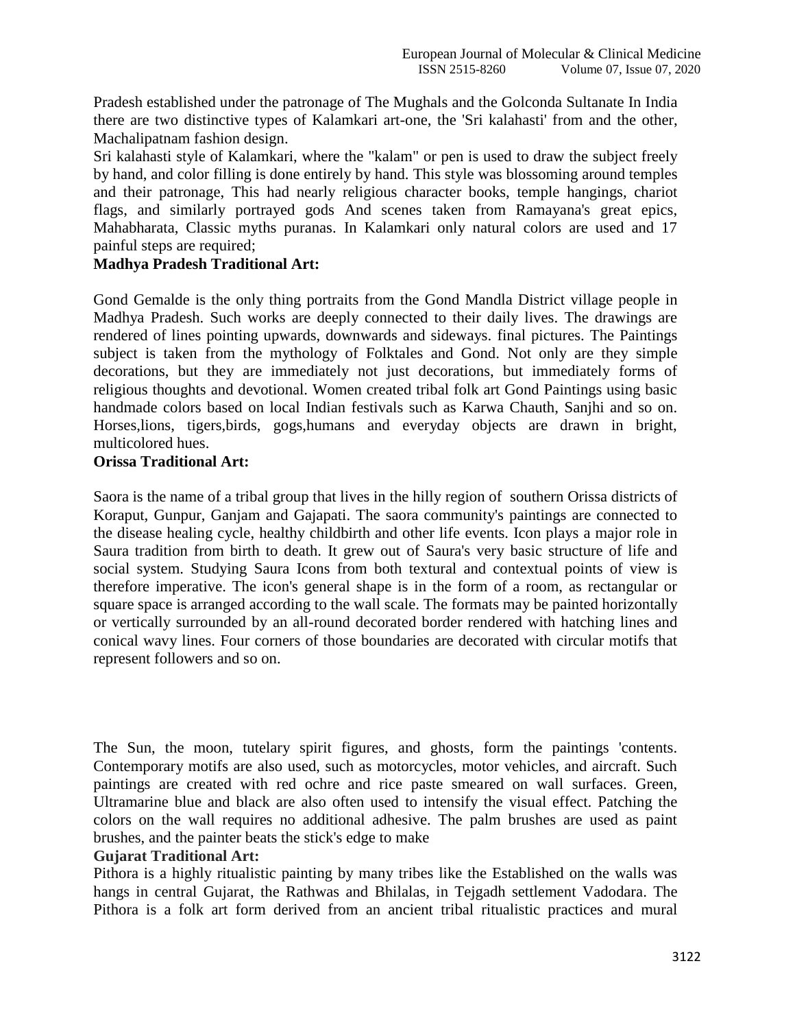Pradesh established under the patronage of The Mughals and the Golconda Sultanate In India there are two distinctive types of Kalamkari art-one, the 'Sri kalahasti' from and the other, Machalipatnam fashion design.

Sri kalahasti style of Kalamkari, where the "kalam" or pen is used to draw the subject freely by hand, and color filling is done entirely by hand. This style was blossoming around temples and their patronage, This had nearly religious character books, temple hangings, chariot flags, and similarly portrayed gods And scenes taken from Ramayana's great epics, Mahabharata, Classic myths puranas. In Kalamkari only natural colors are used and 17 painful steps are required;

**Madhya Pradesh Traditional Art:**

Gond Gemalde is the only thing portraits from the Gond Mandla District village people in Madhya Pradesh. Such works are deeply connected to their daily lives. The drawings are rendered of lines pointing upwards, downwards and sideways. final pictures. The Paintings subject is taken from the mythology of Folktales and Gond. Not only are they simple decorations, but they are immediately not just decorations, but immediately forms of religious thoughts and devotional. Women created tribal folk art Gond Paintings using basic handmade colors based on local Indian festivals such as Karwa Chauth, Sanjhi and so on. Horses,lions, tigers,birds, gogs,humans and everyday objects are drawn in bright, multicolored hues.

**Orissa Traditional Art:**

Saora is the name of a tribal group that lives in the hilly region of southern Orissa districts of Koraput, Gunpur, Ganjam and Gajapati. The saora community's paintings are connected to the disease healing cycle, healthy childbirth and other life events. Icon plays a major role in Saura tradition from birth to death. It grew out of Saura's very basic structure of life and social system. Studying Saura Icons from both textural and contextual points of view is therefore imperative. The icon's general shape is in the form of a room, as rectangular or square space is arranged according to the wall scale. The formats may be painted horizontally or vertically surrounded by an all-round decorated border rendered with hatching lines and conical wavy lines. Four corners of those boundaries are decorated with circular motifs that represent followers and so on.

The Sun, the moon, tutelary spirit figures, and ghosts, form the paintings 'contents. Contemporary motifs are also used, such as motorcycles, motor vehicles, and aircraft. Such paintings are created with red ochre and rice paste smeared on wall surfaces. Green, Ultramarine blue and black are also often used to intensify the visual effect. Patching the colors on the wall requires no additional adhesive. The palm brushes are used as paint brushes, and the painter beats the stick's edge to make

**Gujarat Traditional Art:**

Pithora is a highly ritualistic painting by many tribes like the Established on the walls was hangs in central Gujarat, the Rathwas and Bhilalas, in Tejgadh settlement Vadodara. The Pithora is a folk art form derived from an ancient tribal ritualistic practices and mural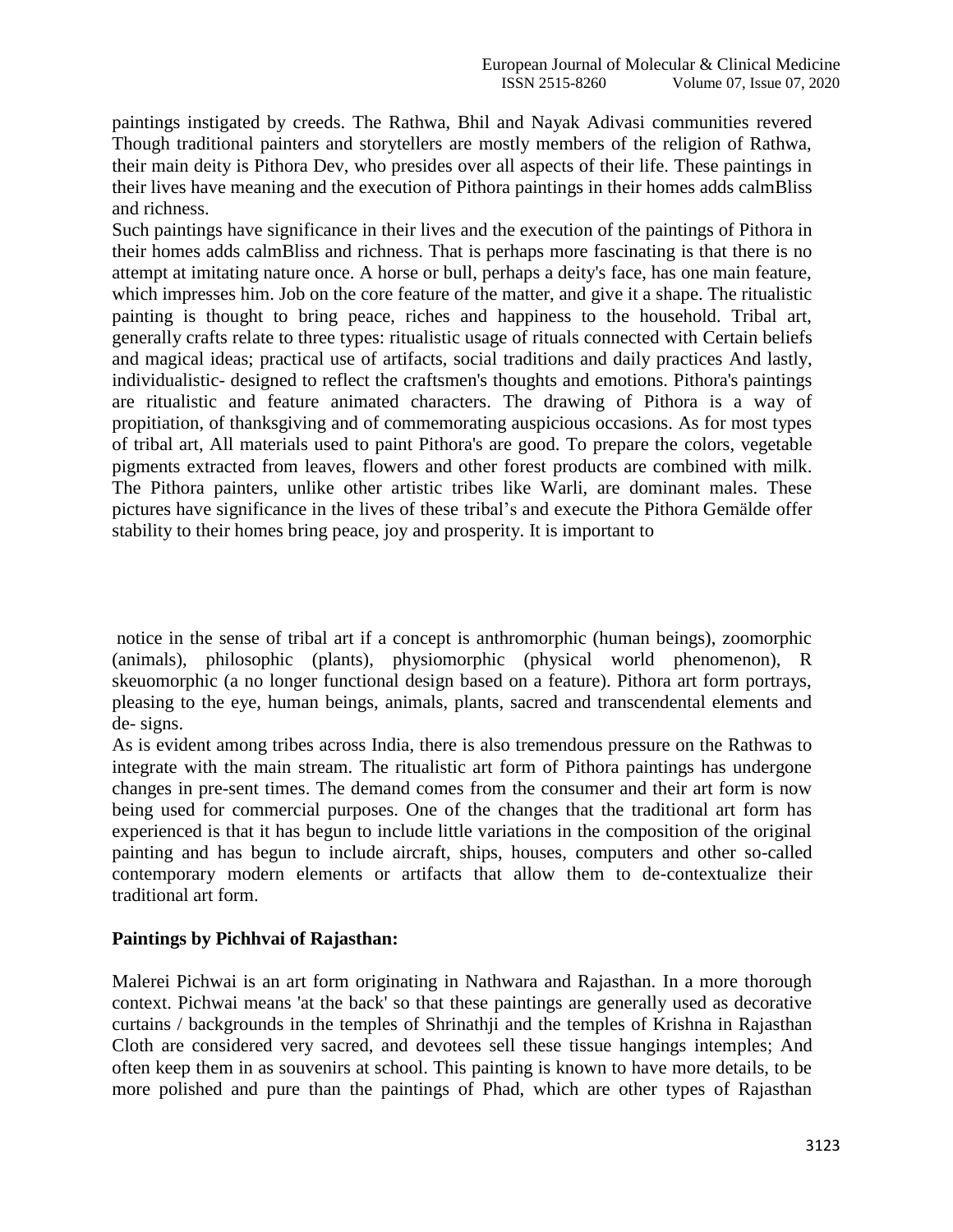paintings instigated by creeds. The Rathwa, Bhil and Nayak Adivasi communities revered Though traditional painters and storytellers are mostly members of the religion of Rathwa, their main deity is Pithora Dev, who presides over all aspects of their life. These paintings in their lives have meaning and the execution of Pithora paintings in their homes adds calmBliss and richness.

Such paintings have significance in their lives and the execution of the paintings of Pithora in their homes adds calmBliss and richness. That is perhaps more fascinating is that there is no attempt at imitating nature once. A horse or bull, perhaps a deity's face, has one main feature, which impresses him. Job on the core feature of the matter, and give it a shape. The ritualistic painting is thought to bring peace, riches and happiness to the household. Tribal art, generally crafts relate to three types: ritualistic usage of rituals connected with Certain beliefs and magical ideas; practical use of artifacts, social traditions and daily practices And lastly, individualistic- designed to reflect the craftsmen's thoughts and emotions. Pithora's paintings are ritualistic and feature animated characters. The drawing of Pithora is a way of propitiation, of thanksgiving and of commemorating auspicious occasions. As for most types of tribal art, All materials used to paint Pithora's are good. To prepare the colors, vegetable pigments extracted from leaves, flowers and other forest products are combined with milk. The Pithora painters, unlike other artistic tribes like Warli, are dominant males. These pictures have significance in the lives of these tribal's and execute the Pithora Gemälde offer stability to their homes bring peace, joy and prosperity. It is important to

notice in the sense of tribal art if a concept is anthromorphic (human beings), zoomorphic (animals), philosophic (plants), physiomorphic (physical world phenomenon), R skeuomorphic (a no longer functional design based on a feature). Pithora art form portrays, pleasing to the eye, human beings, animals, plants, sacred and transcendental elements and de- signs.

As is evident among tribes across India, there is also tremendous pressure on the Rathwas to integrate with the main stream. The ritualistic art form of Pithora paintings has undergone changes in pre-sent times. The demand comes from the consumer and their art form is now being used for commercial purposes. One of the changes that the traditional art form has experienced is that it has begun to include little variations in the composition of the original painting and has begun to include aircraft, ships, houses, computers and other so-called contemporary modern elements or artifacts that allow them to de-contextualize their traditional art form.

**Paintings by Pichhvai of Rajasthan:**

Malerei Pichwai is an art form originating in Nathwara and Rajasthan. In a more thorough context. Pichwai means 'at the back' so that these paintings are generally used as decorative curtains / backgrounds in the temples of Shrinathji and the temples of Krishna in Rajasthan Cloth are considered very sacred, and devotees sell these tissue hangings intemples; And often keep them in as souvenirs at school. This painting is known to have more details, to be more polished and pure than the paintings of Phad, which are other types of Rajasthan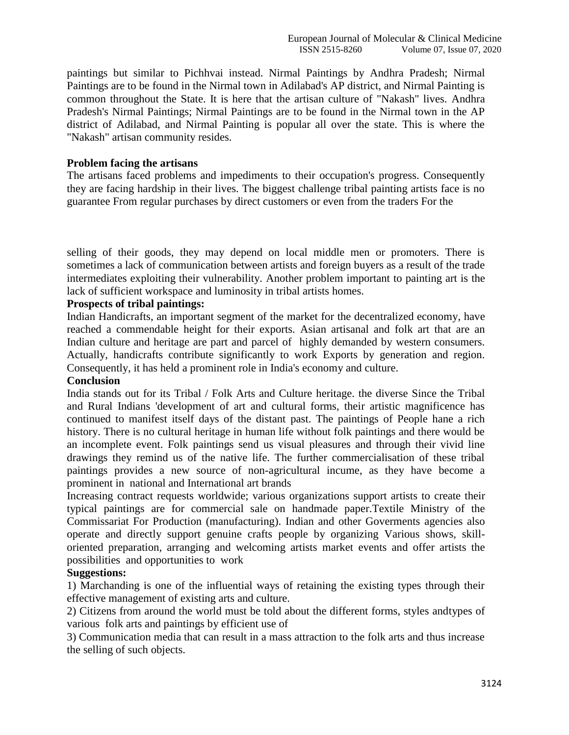paintings but similar to Pichhvai instead. Nirmal Paintings by Andhra Pradesh; Nirmal Paintings are to be found in the Nirmal town in Adilabad's AP district, and Nirmal Painting is common throughout the State. It is here that the artisan culture of "Nakash" lives. Andhra Pradesh's Nirmal Paintings; Nirmal Paintings are to be found in the Nirmal town in the AP district of Adilabad, and Nirmal Painting is popular all over the state. This is where the "Nakash" artisan community resides.

**Problem facing the artisans**

The artisans faced problems and impediments to their occupation's progress. Consequently they are facing hardship in their lives. The biggest challenge tribal painting artists face is no guarantee From regular purchases by direct customers or even from the traders For the

selling of their goods, they may depend on local middle men or promoters. There is sometimes a lack of communication between artists and foreign buyers as a result of the trade intermediates exploiting their vulnerability. Another problem important to painting art is the lack of sufficient workspace and luminosity in tribal artists homes.

**Prospects of tribal paintings:**

Indian Handicrafts, an important segment of the market for the decentralized economy, have reached a commendable height for their exports. Asian artisanal and folk art that are an Indian culture and heritage are part and parcel of highly demanded by western consumers. Actually, handicrafts contribute significantly to work Exports by generation and region. Consequently, it has held a prominent role in India's economy and culture.

**Conclusion**

India stands out for its Tribal / Folk Arts and Culture heritage. the diverse Since the Tribal and Rural Indians 'development of art and cultural forms, their artistic magnificence has continued to manifest itself days of the distant past. The paintings of People hane a rich history. There is no cultural heritage in human life without folk paintings and there would be an incomplete event. Folk paintings send us visual pleasures and through their vivid line drawings they remind us of the native life. The further commercialisation of these tribal paintings provides a new source of non-agricultural incume, as they have become a prominent in national and International art brands

Increasing contract requests worldwide; various organizations support artists to create their typical paintings are for commercial sale on handmade paper.Textile Ministry of the Commissariat For Production (manufacturing). Indian and other Goverments agencies also operate and directly support genuine crafts people by organizing Various shows, skill-oriented preparation, arranging and welcoming artists market events and offer artists the possibilities and opportunities to work

**Suggestions:**

1) Marchanding is one of the influential ways of retaining the existing types through their effective management of existing arts and culture.

2) Citizens from around the world must be told about the different forms, styles andtypes of various folk arts and paintings by efficient use of

3) Communication media that can result in a mass attraction to the folk arts and thus increase the selling of such objects.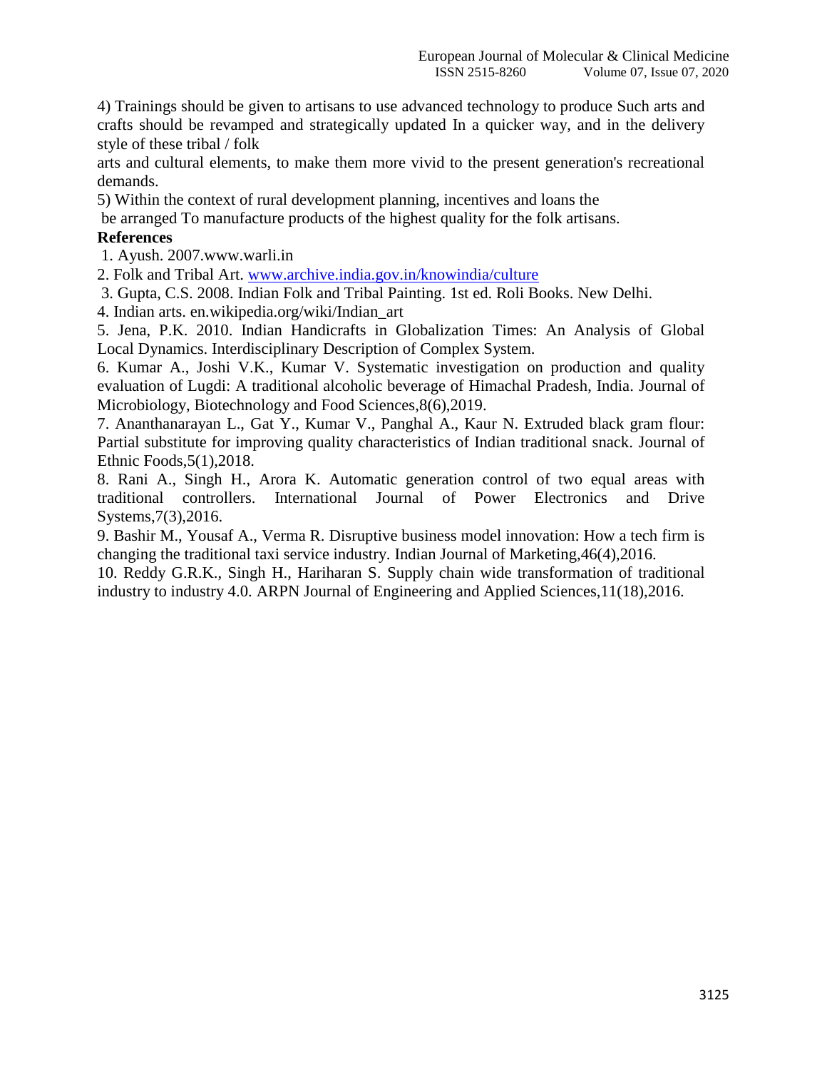4) Trainings should be given to artisans to use advanced technology to produce Such arts and crafts should be revamped and strategically updated In a quicker way, and in the delivery style of these tribal / folk arts and cultural elements, to make them more vivid to the present generation's recreational demands.

5) Within the context of rural development planning, incentives and loans the be arranged To manufacture products of the highest quality for the folk artisans.

**References**

1. Ayush. 2007.www.warli.in
2. Folk and Tribal Art. www.archive.india.gov.in/knowindia/culture
3. Gupta, C.S. 2008. Indian Folk and Tribal Painting. 1st ed. Roli Books. New Delhi.
4. Indian arts. en.wikipedia.org/wiki/Indian_art
5. Jena, P.K. 2010. Indian Handicrafts in Globalization Times: An Analysis of Global Local Dynamics. Interdisciplinary Description of Complex System.
6. Kumar A., Joshi V.K., Kumar V. Systematic investigation on production and quality evaluation of Lugdi: A traditional alcoholic beverage of Himachal Pradesh, India. Journal of Microbiology, Biotechnology and Food Sciences,8(6),2019.
7. Ananthanarayan L., Gat Y., Kumar V., Panghal A., Kaur N. Extruded black gram flour: Partial substitute for improving quality characteristics of Indian traditional snack. Journal of Ethnic Foods,5(1),2018.
8. Rani A., Singh H., Arora K. Automatic generation control of two equal areas with traditional controllers. International Journal of Power Electronics and Drive Systems,7(3),2016.
9. Bashir M., Yousaf A., Verma R. Disruptive business model innovation: How a tech firm is changing the traditional taxi service industry. Indian Journal of Marketing,46(4),2016.
10. Reddy G.R.K., Singh H., Hariharan S. Supply chain wide transformation of traditional industry to industry 4.0. ARPN Journal of Engineering and Applied Sciences,11(18),2016.